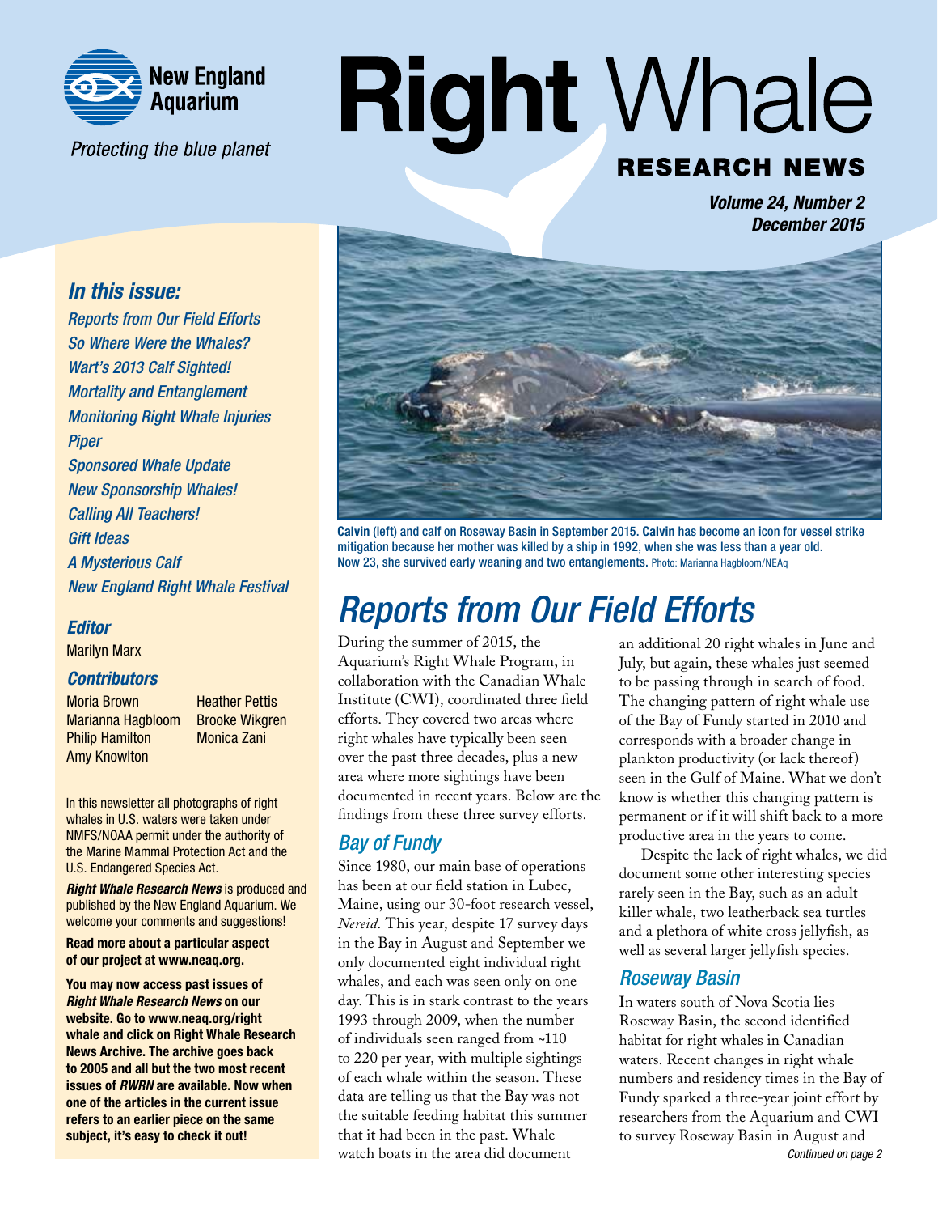New England Aquarium

*Protecting the blue planet*

# Right Whale

## RESEARCH NEWS

***Volume 24, Number 2***
***December 2015***

### *In this issue:*

- *Reports from Our Field Efforts*
- *So Where Were the Whales?*
- *Wart's 2013 Calf Sighted!*
- *Mortality and Entanglement*
- *Monitoring Right Whale Injuries*
- *Piper*
- *Sponsored Whale Update*
- *New Sponsorship Whales!*
- *Calling All Teachers!*
- *Gift Ideas*
- *A Mysterious Calf*
- *New England Right Whale Festival*

***Editor***

Marilyn Marx

***Contributors***

Moria Brown
Marianna Hagbloom
Philip Hamilton
Amy Knowlton
Heather Pettis
Brooke Wikgren
Monica Zani

In this newsletter all photographs of right whales in U.S. waters were taken under NMFS/NOAA permit under the authority of the Marine Mammal Protection Act and the U.S. Endangered Species Act.

***Right Whale Research News*** is produced and published by the New England Aquarium. We welcome your comments and suggestions!

**Read more about a particular aspect of our project at www.neaq.org.**

**You may now access past issues of *Right Whale Research News* on our website. Go to www.neaq.org/right whale and click on Right Whale Research News Archive. The archive goes back to 2005 and all but the two most recent issues of *RWRN* are available. Now when one of the articles in the current issue refers to an earlier piece on the same subject, it's easy to check it out!**

**Calvin** (left) and calf on Roseway Basin in September 2015. **Calvin** has become an icon for vessel strike mitigation because her mother was killed by a ship in 1992, when she was less than a year old. Now 23, she survived early weaning and two entanglements. Photo: Marianna Hagbloom/NEAq

# *Reports from Our Field Efforts*

During the summer of 2015, the Aquarium's Right Whale Program, in collaboration with the Canadian Whale Institute (CWI), coordinated three field efforts. They covered two areas where right whales have typically been seen over the past three decades, plus a new area where more sightings have been documented in recent years. Below are the findings from these three survey efforts.

## *Bay of Fundy*

Since 1980, our main base of operations has been at our field station in Lubec, Maine, using our 30-foot research vessel, *Nereid.* This year, despite 17 survey days in the Bay in August and September we only documented eight individual right whales, and each was seen only on one day. This is in stark contrast to the years 1993 through 2009, when the number of individuals seen ranged from ~110 to 220 per year, with multiple sightings of each whale within the season. These data are telling us that the Bay was not the suitable feeding habitat this summer that it had been in the past. Whale watch boats in the area did document an additional 20 right whales in June and July, but again, these whales just seemed to be passing through in search of food. The changing pattern of right whale use of the Bay of Fundy started in 2010 and corresponds with a broader change in plankton productivity (or lack thereof) seen in the Gulf of Maine. What we don't know is whether this changing pattern is permanent or if it will shift back to a more productive area in the years to come.

Despite the lack of right whales, we did document some other interesting species rarely seen in the Bay, such as an adult killer whale, two leatherback sea turtles and a plethora of white cross jellyfish, as well as several larger jellyfish species.

## *Roseway Basin*

In waters south of Nova Scotia lies Roseway Basin, the second identified habitat for right whales in Canadian waters. Recent changes in right whale numbers and residency times in the Bay of Fundy sparked a three-year joint effort by researchers from the Aquarium and CWI to survey Roseway Basin in August and

*Continued on page 2*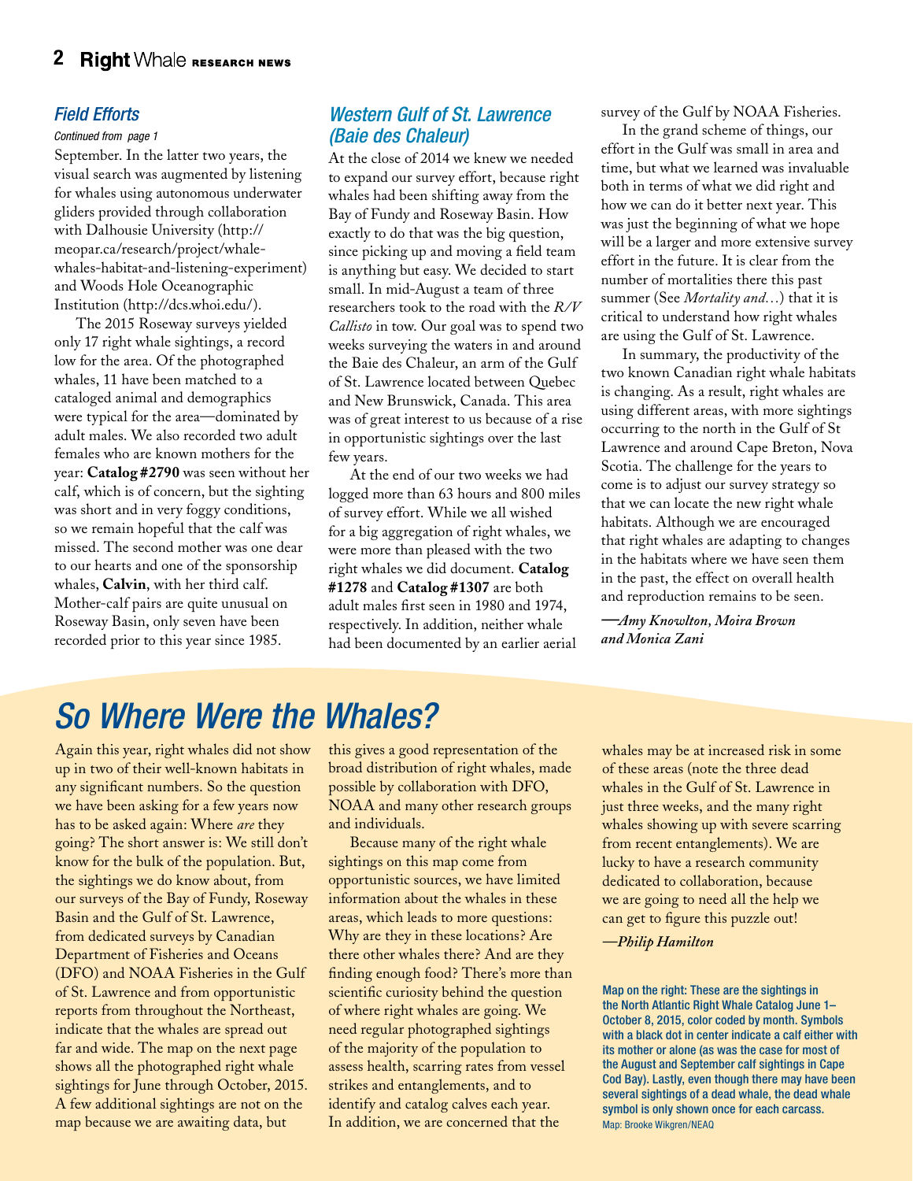## Field Efforts

*Continued from page 1*

September. In the latter two years, the visual search was augmented by listening for whales using autonomous underwater gliders provided through collaboration with Dalhousie University (http://meopar.ca/research/project/whale-whales-habitat-and-listening-experiment) and Woods Hole Oceanographic Institution (http://dcs.whoi.edu/).

The 2015 Roseway surveys yielded only 17 right whale sightings, a record low for the area. Of the photographed whales, 11 have been matched to a cataloged animal and demographics were typical for the area—dominated by adult males. We also recorded two adult females who are known mothers for the year: **Catalog #2790** was seen without her calf, which is of concern, but the sighting was short and in very foggy conditions, so we remain hopeful that the calf was missed. The second mother was one dear to our hearts and one of the sponsorship whales, **Calvin**, with her third calf. Mother-calf pairs are quite unusual on Roseway Basin, only seven have been recorded prior to this year since 1985.

## Western Gulf of St. Lawrence (Baie des Chaleur)

At the close of 2014 we knew we needed to expand our survey effort, because right whales had been shifting away from the Bay of Fundy and Roseway Basin. How exactly to do that was the big question, since picking up and moving a field team is anything but easy. We decided to start small. In mid-August a team of three researchers took to the road with the *R/V Callisto* in tow. Our goal was to spend two weeks surveying the waters in and around the Baie des Chaleur, an arm of the Gulf of St. Lawrence located between Quebec and New Brunswick, Canada. This area was of great interest to us because of a rise in opportunistic sightings over the last few years.

At the end of our two weeks we had logged more than 63 hours and 800 miles of survey effort. While we all wished for a big aggregation of right whales, we were more than pleased with the two right whales we did document. **Catalog #1278** and **Catalog #1307** are both adult males first seen in 1980 and 1974, respectively. In addition, neither whale had been documented by an earlier aerial survey of the Gulf by NOAA Fisheries.

In the grand scheme of things, our effort in the Gulf was small in area and time, but what we learned was invaluable both in terms of what we did right and how we can do it better next year. This was just the beginning of what we hope will be a larger and more extensive survey effort in the future. It is clear from the number of mortalities there this past summer (See *Mortality and…*) that it is critical to understand how right whales are using the Gulf of St. Lawrence.

In summary, the productivity of the two known Canadian right whale habitats is changing. As a result, right whales are using different areas, with more sightings occurring to the north in the Gulf of St Lawrence and around Cape Breton, Nova Scotia. The challenge for the years to come is to adjust our survey strategy so that we can locate the new right whale habitats. Although we are encouraged that right whales are adapting to changes in the habitats where we have seen them in the past, the effect on overall health and reproduction remains to be seen.

*—Amy Knowlton, Moira Brown and Monica Zani*

# So Where Were the Whales?

Again this year, right whales did not show up in two of their well-known habitats in any significant numbers. So the question we have been asking for a few years now has to be asked again: Where *are* they going? The short answer is: We still don't know for the bulk of the population. But, the sightings we do know about, from our surveys of the Bay of Fundy, Roseway Basin and the Gulf of St. Lawrence, from dedicated surveys by Canadian Department of Fisheries and Oceans (DFO) and NOAA Fisheries in the Gulf of St. Lawrence and from opportunistic reports from throughout the Northeast, indicate that the whales are spread out far and wide. The map on the next page shows all the photographed right whale sightings for June through October, 2015. A few additional sightings are not on the map because we are awaiting data, but this gives a good representation of the broad distribution of right whales, made possible by collaboration with DFO, NOAA and many other research groups and individuals.

Because many of the right whale sightings on this map come from opportunistic sources, we have limited information about the whales in these areas, which leads to more questions: Why are they in these locations? Are there other whales there? And are they finding enough food? There's more than scientific curiosity behind the question of where right whales are going. We need regular photographed sightings of the majority of the population to assess health, scarring rates from vessel strikes and entanglements, and to identify and catalog calves each year. In addition, we are concerned that the whales may be at increased risk in some of these areas (note the three dead whales in the Gulf of St. Lawrence in just three weeks, and the many right whales showing up with severe scarring from recent entanglements). We are lucky to have a research community dedicated to collaboration, because we are going to need all the help we can get to figure this puzzle out!

*—Philip Hamilton*

Map on the right: These are the sightings in the North Atlantic Right Whale Catalog June 1–October 8, 2015, color coded by month. Symbols with a black dot in center indicate a calf either with its mother or alone (as was the case for most of the August and September calf sightings in Cape Cod Bay). Lastly, even though there may have been several sightings of a dead whale, the dead whale symbol is only shown once for each carcass.
Map: Brooke Wikgren/NEAQ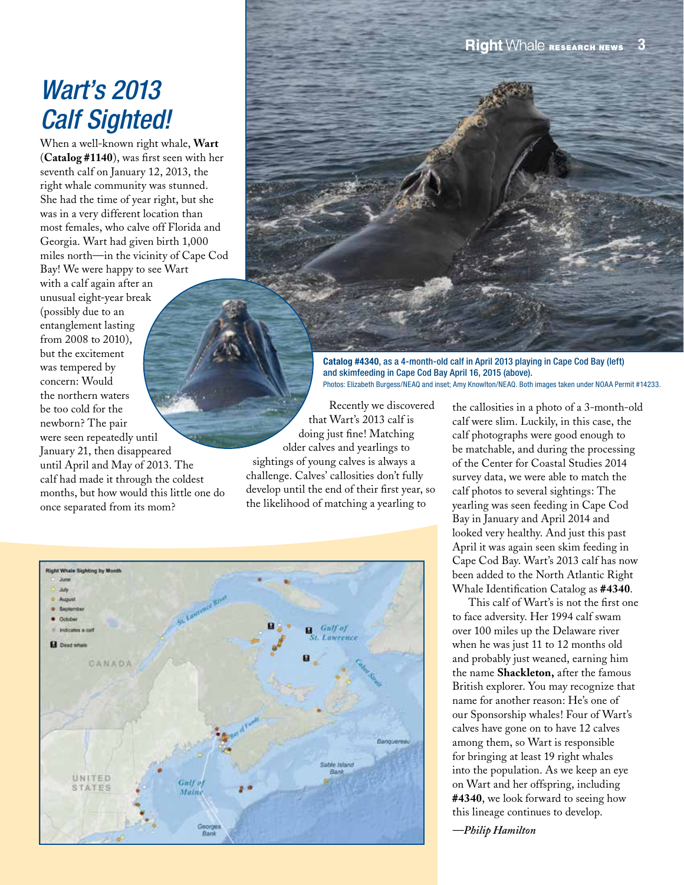# *Wart's 2013 Calf Sighted!*

When a well-known right whale, **Wart** (**Catalog #1140**), was first seen with her seventh calf on January 12, 2013, the right whale community was stunned. She had the time of year right, but she was in a very different location than most females, who calve off Florida and Georgia. Wart had given birth 1,000 miles north—in the vicinity of Cape Cod Bay! We were happy to see Wart with a calf again after an unusual eight-year break (possibly due to an entanglement lasting from 2008 to 2010), but the excitement was tempered by concern: Would the northern waters be too cold for the newborn? The pair were seen repeatedly until January 21, then disappeared until April and May of 2013. The calf had made it through the coldest months, but how would this little one do once separated from its mom?

**Catalog #4340**, as a 4-month-old calf in April 2013 playing in Cape Cod Bay (left) and skimfeeding in Cape Cod Bay April 16, 2015 (above).
Photos: Elizabeth Burgess/NEAQ and inset; Amy Knowlton/NEAQ. Both images taken under NOAA Permit #14233.

Recently we discovered that Wart's 2013 calf is doing just fine! Matching older calves and yearlings to sightings of young calves is always a challenge. Calves' callosities don't fully develop until the end of their first year, so the likelihood of matching a yearling to the callosities in a photo of a 3-month-old calf were slim. Luckily, in this case, the calf photographs were good enough to be matchable, and during the processing of the Center for Coastal Studies 2014 survey data, we were able to match the calf photos to several sightings: The yearling was seen feeding in Cape Cod Bay in January and April 2014 and looked very healthy. And just this past April it was again seen skim feeding in Cape Cod Bay. Wart's 2013 calf has now been added to the North Atlantic Right Whale Identification Catalog as **#4340**.

This calf of Wart's is not the first one to face adversity. Her 1994 calf swam over 100 miles up the Delaware river when he was just 11 to 12 months old and probably just weaned, earning him the name **Shackleton,** after the famous British explorer. You may recognize that name for another reason: He's one of our Sponsorship whales! Four of Wart's calves have gone on to have 12 calves among them, so Wart is responsible for bringing at least 19 right whales into the population. As we keep an eye on Wart and her offspring, including **#4340**, we look forward to seeing how this lineage continues to develop.

*—Philip Hamilton*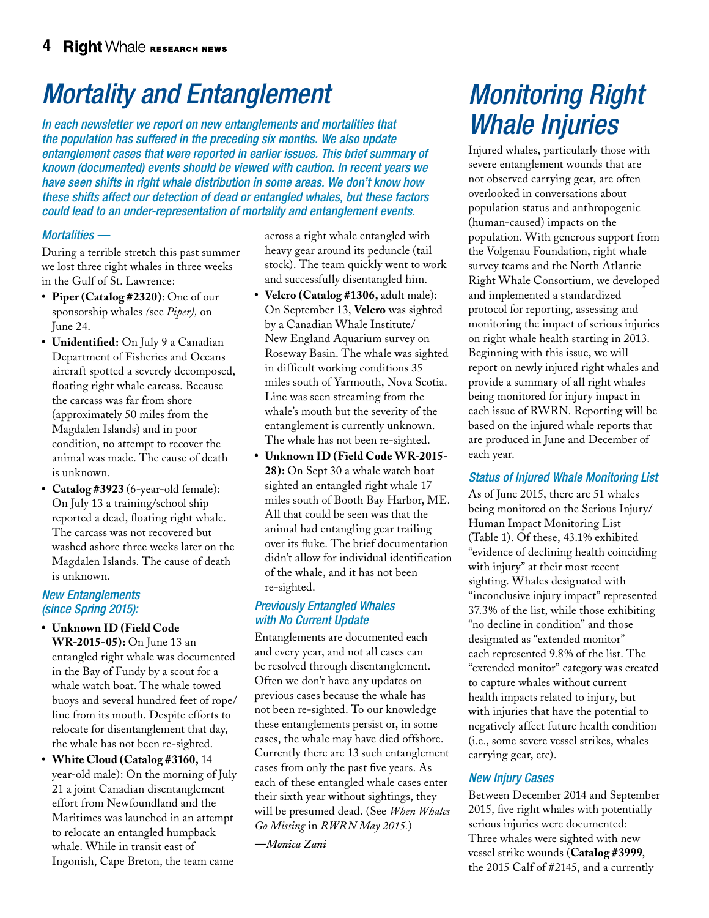# Mortality and Entanglement

*In each newsletter we report on new entanglements and mortalities that the population has suffered in the preceding six months. We also update entanglement cases that were reported in earlier issues. This brief summary of known (documented) events should be viewed with caution. In recent years we have seen shifts in right whale distribution in some areas. We don't know how these shifts affect our detection of dead or entangled whales, but these factors could lead to an under-representation of mortality and entanglement events.*

### Mortalities —

During a terrible stretch this past summer we lost three right whales in three weeks in the Gulf of St. Lawrence:

- **Piper (Catalog #2320)**: One of our sponsorship whales *(*see *Piper)*, on June 24.
- **Unidentified:** On July 9 a Canadian Department of Fisheries and Oceans aircraft spotted a severely decomposed, floating right whale carcass. Because the carcass was far from shore (approximately 50 miles from the Magdalen Islands) and in poor condition, no attempt to recover the animal was made. The cause of death is unknown.
- **Catalog #3923** (6-year-old female): On July 13 a training/school ship reported a dead, floating right whale. The carcass was not recovered but washed ashore three weeks later on the Magdalen Islands. The cause of death is unknown.

### New Entanglements (since Spring 2015):

- **Unknown ID (Field Code WR-2015-05):** On June 13 an entangled right whale was documented in the Bay of Fundy by a scout for a whale watch boat. The whale towed buoys and several hundred feet of rope/line from its mouth. Despite efforts to relocate for disentanglement that day, the whale has not been re-sighted.
- **White Cloud (Catalog #3160,** 14 year-old male): On the morning of July 21 a joint Canadian disentanglement effort from Newfoundland and the Maritimes was launched in an attempt to relocate an entangled humpback whale. While in transit east of Ingonish, Cape Breton, the team came across a right whale entangled with heavy gear around its peduncle (tail stock). The team quickly went to work and successfully disentangled him.
- **Velcro (Catalog #1306,** adult male): On September 13, **Velcro** was sighted by a Canadian Whale Institute/ New England Aquarium survey on Roseway Basin. The whale was sighted in difficult working conditions 35 miles south of Yarmouth, Nova Scotia. Line was seen streaming from the whale's mouth but the severity of the entanglement is currently unknown. The whale has not been re-sighted.
- **Unknown ID (Field Code WR-2015-28):** On Sept 30 a whale watch boat sighted an entangled right whale 17 miles south of Booth Bay Harbor, ME. All that could be seen was that the animal had entangling gear trailing over its fluke. The brief documentation didn't allow for individual identification of the whale, and it has not been re-sighted.

### Previously Entangled Whales with No Current Update

Entanglements are documented each and every year, and not all cases can be resolved through disentanglement. Often we don't have any updates on previous cases because the whale has not been re-sighted. To our knowledge these entanglements persist or, in some cases, the whale may have died offshore. Currently there are 13 such entanglement cases from only the past five years. As each of these entangled whale cases enter their sixth year without sightings, they will be presumed dead. (See *When Whales Go Missing* in *RWRN May 2015*.)

*—Monica Zani*

# Monitoring Right Whale Injuries

Injured whales, particularly those with severe entanglement wounds that are not observed carrying gear, are often overlooked in conversations about population status and anthropogenic (human-caused) impacts on the population. With generous support from the Volgenau Foundation, right whale survey teams and the North Atlantic Right Whale Consortium, we developed and implemented a standardized protocol for reporting, assessing and monitoring the impact of serious injuries on right whale health starting in 2013. Beginning with this issue, we will report on newly injured right whales and provide a summary of all right whales being monitored for injury impact in each issue of RWRN. Reporting will be based on the injured whale reports that are produced in June and December of each year.

### Status of Injured Whale Monitoring List

As of June 2015, there are 51 whales being monitored on the Serious Injury/ Human Impact Monitoring List (Table 1). Of these, 43.1% exhibited "evidence of declining health coinciding with injury" at their most recent sighting. Whales designated with "inconclusive injury impact" represented 37.3% of the list, while those exhibiting "no decline in condition" and those designated as "extended monitor" each represented 9.8% of the list. The "extended monitor" category was created to capture whales without current health impacts related to injury, but with injuries that have the potential to negatively affect future health condition (i.e., some severe vessel strikes, whales carrying gear, etc).

### New Injury Cases

Between December 2014 and September 2015, five right whales with potentially serious injuries were documented: Three whales were sighted with new vessel strike wounds (**Catalog #3999**, the 2015 Calf of #2145, and a currently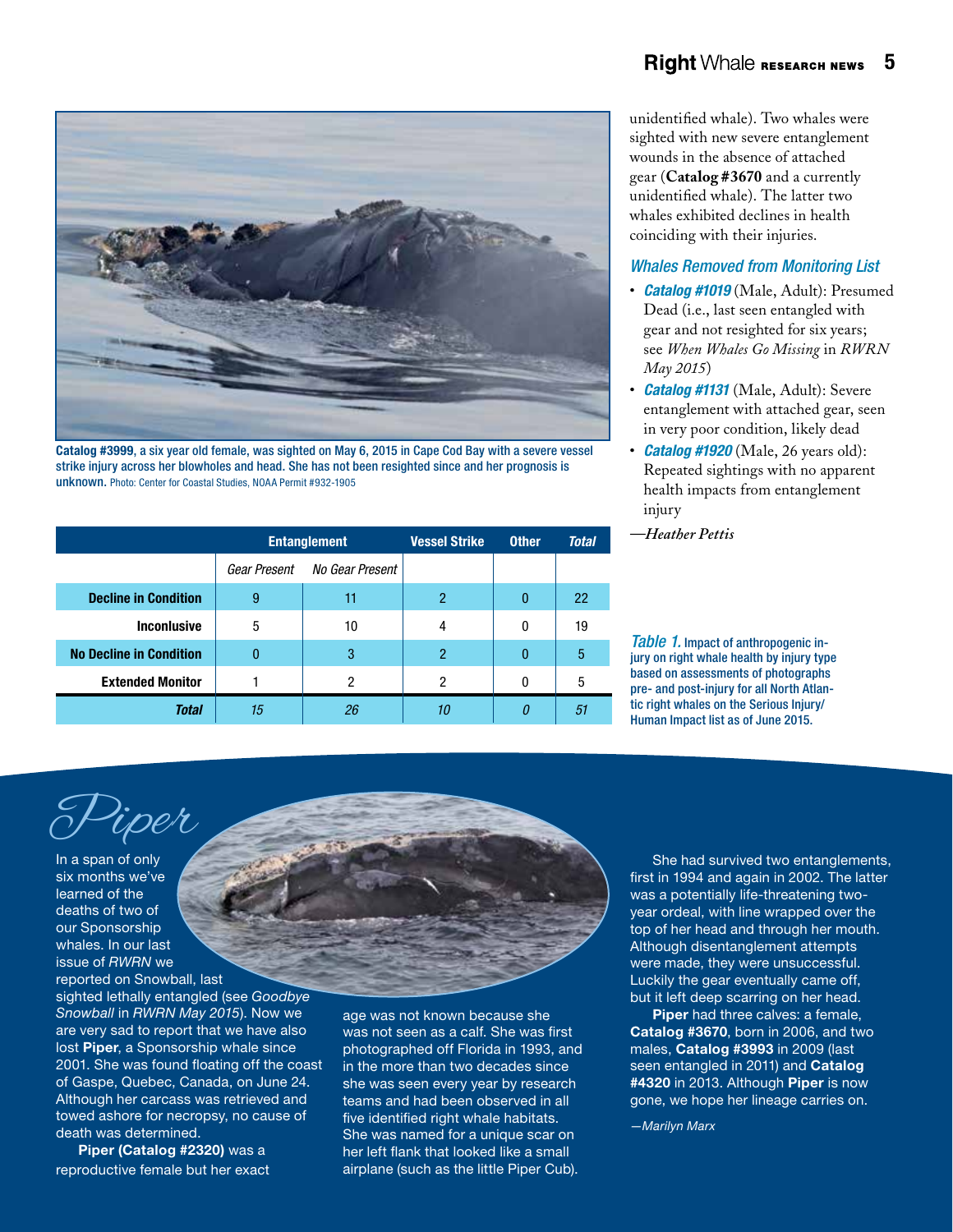Catalog #3999, a six year old female, was sighted on May 6, 2015 in Cape Cod Bay with a severe vessel strike injury across her blowholes and head. She has not been resighted since and her prognosis is unknown. Photo: Center for Coastal Studies, NOAA Permit #932-1905

| | Entanglement | | Vessel Strike | Other | *Total* |
|---|---|---|---|---|---|
| | *Gear Present* | *No Gear Present* | | | |
| **Decline in Condition** | 9 | 11 | 2 | 0 | 22 |
| **Inconlusive** | 5 | 10 | 4 | 0 | 19 |
| **No Decline in Condition** | 0 | 3 | 2 | 0 | 5 |
| **Extended Monitor** | 1 | 2 | 2 | 0 | 5 |
| ***Total*** | *15* | *26* | *10* | *0* | *51* |

*Table 1.* Impact of anthropogenic injury on right whale health by injury type based on assessments of photographs pre- and post-injury for all North Atlantic right whales on the Serious Injury/Human Impact list as of June 2015.

unidentified whale). Two whales were sighted with new severe entanglement wounds in the absence of attached gear (**Catalog #3670** and a currently unidentified whale). The latter two whales exhibited declines in health coinciding with their injuries.

### *Whales Removed from Monitoring List*

- ***Catalog #1019*** (Male, Adult): Presumed Dead (i.e., last seen entangled with gear and not resighted for six years; see *When Whales Go Missing* in *RWRN May 2015*)
- ***Catalog #1131*** (Male, Adult): Severe entanglement with attached gear, seen in very poor condition, likely dead
- ***Catalog #1920*** (Male, 26 years old): Repeated sightings with no apparent health impacts from entanglement injury

—*Heather Pettis*

## *Piper*

In a span of only six months we've learned of the deaths of two of our Sponsorship whales. In our last issue of *RWRN* we reported on Snowball, last sighted lethally entangled (see *Goodbye Snowball* in *RWRN May 2015*). Now we are very sad to report that we have also lost **Piper**, a Sponsorship whale since 2001. She was found floating off the coast of Gaspe, Quebec, Canada, on June 24. Although her carcass was retrieved and towed ashore for necropsy, no cause of death was determined.

**Piper (Catalog #2320)** was a reproductive female but her exact age was not known because she was not seen as a calf. She was first photographed off Florida in 1993, and in the more than two decades since she was seen every year by research teams and had been observed in all five identified right whale habitats. She was named for a unique scar on her left flank that looked like a small airplane (such as the little Piper Cub).

She had survived two entanglements, first in 1994 and again in 2002. The latter was a potentially life-threatening two-year ordeal, with line wrapped over the top of her head and through her mouth. Although disentanglement attempts were made, they were unsuccessful. Luckily the gear eventually came off, but it left deep scarring on her head.

**Piper** had three calves: a female, **Catalog #3670**, born in 2006, and two males, **Catalog #3993** in 2009 (last seen entangled in 2011) and **Catalog #4320** in 2013. Although **Piper** is now gone, we hope her lineage carries on.

*—Marilyn Marx*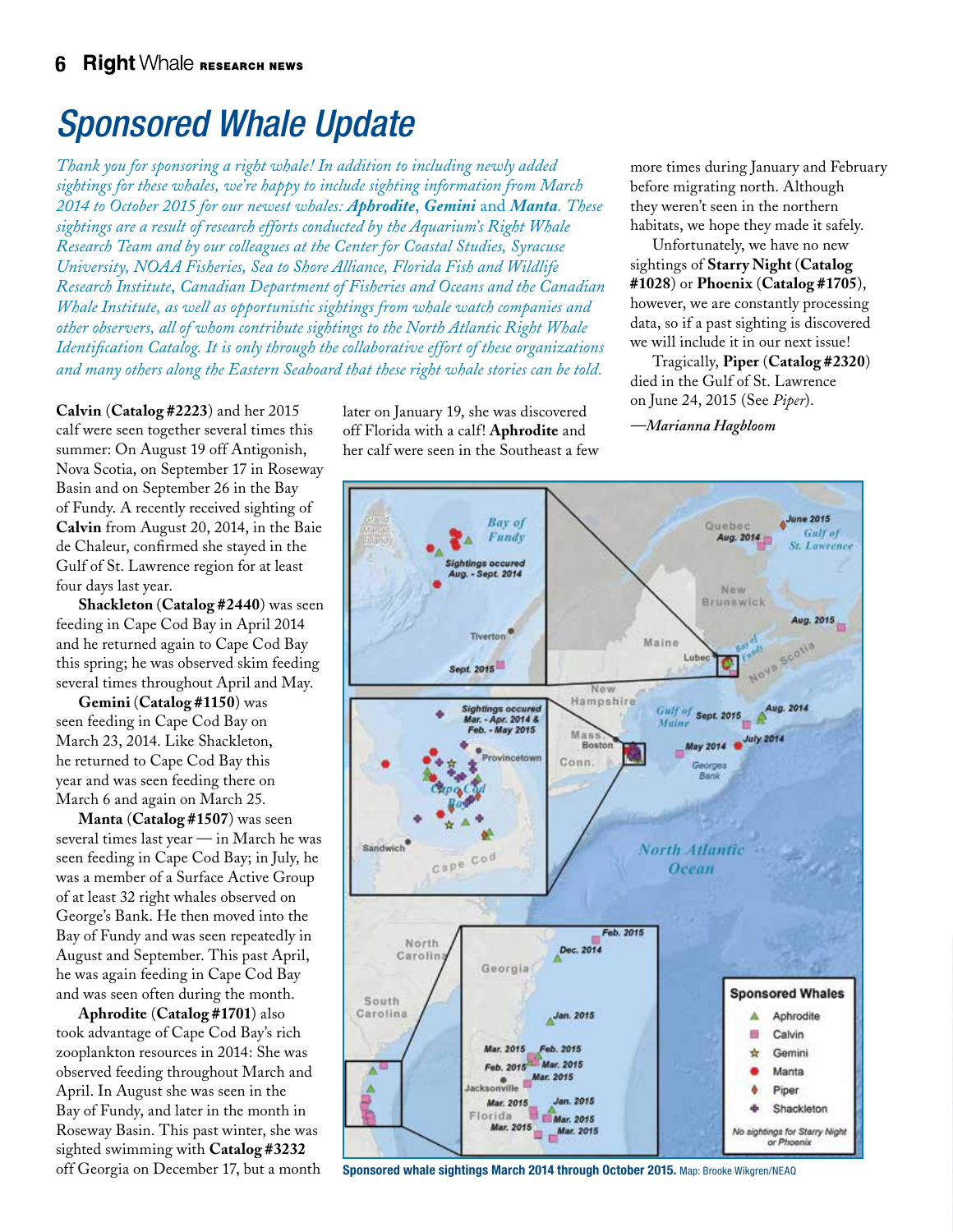# Sponsored Whale Update

*Thank you for sponsoring a right whale! In addition to including newly added sightings for these whales, we're happy to include sighting information from March 2014 to October 2015 for our newest whales: **Aphrodite**, **Gemini** and **Manta**. These sightings are a result of research efforts conducted by the Aquarium's Right Whale Research Team and by our colleagues at the Center for Coastal Studies, Syracuse University, NOAA Fisheries, Sea to Shore Alliance, Florida Fish and Wildlife Research Institute, Canadian Department of Fisheries and Oceans and the Canadian Whale Institute, as well as opportunistic sightings from whale watch companies and other observers, all of whom contribute sightings to the North Atlantic Right Whale Identification Catalog. It is only through the collaborative effort of these organizations and many others along the Eastern Seaboard that these right whale stories can be told.*

**Calvin** (**Catalog #2223**) and her 2015 calf were seen together several times this summer: On August 19 off Antigonish, Nova Scotia, on September 17 in Roseway Basin and on September 26 in the Bay of Fundy. A recently received sighting of **Calvin** from August 20, 2014, in the Baie de Chaleur, confirmed she stayed in the Gulf of St. Lawrence region for at least four days last year.

**Shackleton** (**Catalog #2440**) was seen feeding in Cape Cod Bay in April 2014 and he returned again to Cape Cod Bay this spring; he was observed skim feeding several times throughout April and May.

**Gemini** (**Catalog #1150**) was seen feeding in Cape Cod Bay on March 23, 2014. Like Shackleton, he returned to Cape Cod Bay this year and was seen feeding there on March 6 and again on March 25.

**Manta** (**Catalog #1507**) was seen several times last year — in March he was seen feeding in Cape Cod Bay; in July, he was a member of a Surface Active Group of at least 32 right whales observed on George's Bank. He then moved into the Bay of Fundy and was seen repeatedly in August and September. This past April, he was again feeding in Cape Cod Bay and was seen often during the month.

**Aphrodite** (**Catalog #1701**) also took advantage of Cape Cod Bay's rich zooplankton resources in 2014: She was observed feeding throughout March and April. In August she was seen in the Bay of Fundy, and later in the month in Roseway Basin. This past winter, she was sighted swimming with **Catalog #3232** off Georgia on December 17, but a month later on January 19, she was discovered off Florida with a calf! **Aphrodite** and her calf were seen in the Southeast a few more times during January and February before migrating north. Although they weren't seen in the northern habitats, we hope they made it safely.

Unfortunately, we have no new sightings of **Starry Night** (**Catalog #1028**) or **Phoenix** (**Catalog #1705**), however, we are constantly processing data, so if a past sighting is discovered we will include it in our next issue!

Tragically, **Piper** (**Catalog #2320**) died in the Gulf of St. Lawrence on June 24, 2015 (See *Piper*).

*—Marianna Hagbloom*

**Sponsored whale sightings March 2014 through October 2015.** Map: Brooke Wikgren/NEAQ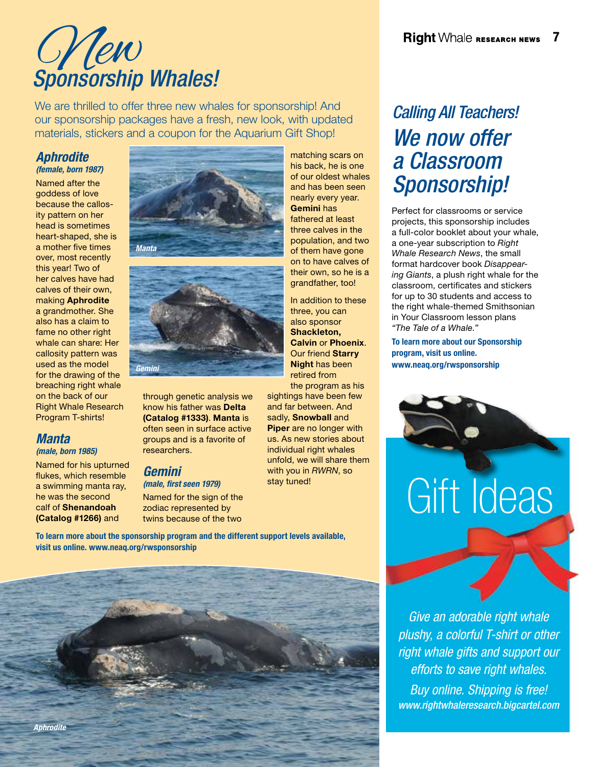# *New* Sponsorship Whales!

We are thrilled to offer three new whales for sponsorship! And our sponsorship packages have a fresh, new look, with updated materials, stickers and a coupon for the Aquarium Gift Shop!

### *Aphrodite*
***(female, born 1987)***

Named after the goddess of love because the callosity pattern on her head is sometimes heart-shaped, she is a mother five times over, most recently this year! Two of her calves have had calves of their own, making **Aphrodite** a grandmother. She also has a claim to fame no other right whale can share: Her callosity pattern was used as the model for the drawing of the breaching right whale on the back of our Right Whale Research Program T-shirts!

### *Manta*
***(male, born 1985)***

Named for his upturned flukes, which resemble a swimming manta ray, he was the second calf of **Shenandoah (Catalog #1266)** and through genetic analysis we know his father was **Delta (Catalog #1333)**. **Manta** is often seen in surface active groups and is a favorite of researchers.

### *Gemini*
***(male, first seen 1979)***

Named for the sign of the zodiac represented by twins because of the two matching scars on his back, he is one of our oldest whales and has been seen nearly every year. **Gemini** has fathered at least three calves in the population, and two of them have gone on to have calves of their own, so he is a grandfather, too!

In addition to these three, you can also sponsor **Shackleton, Calvin** or **Phoenix**. Our friend **Starry Night** has been retired from the program as his sightings have been few and far between. And sadly, **Snowball** and **Piper** are no longer with us. As new stories about individual right whales unfold, we will share them with you in *RWRN*, so stay tuned!

*Manta*

*Gemini*

**To learn more about the sponsorship program and the different support levels available, visit us online. www.neaq.org/rwsponsorship**

*Aphrodite*

## *Calling All Teachers!*
## *We now offer a Classroom Sponsorship!*

Perfect for classrooms or service projects, this sponsorship includes a full-color booklet about your whale, a one-year subscription to *Right Whale Research News*, the small format hardcover book *Disappearing Giants*, a plush right whale for the classroom, certificates and stickers for up to 30 students and access to the right whale-themed Smithsonian in Your Classroom lesson plans *"The Tale of a Whale."*

**To learn more about our Sponsorship program, visit us online. www.neaq.org/rwsponsorship**

## Gift Ideas

*Give an adorable right whale plushy, a colorful T-shirt or other right whale gifts and support our efforts to save right whales.*

*Buy online. Shipping is free!*
***www.rightwhaleresearch.bigcartel.com***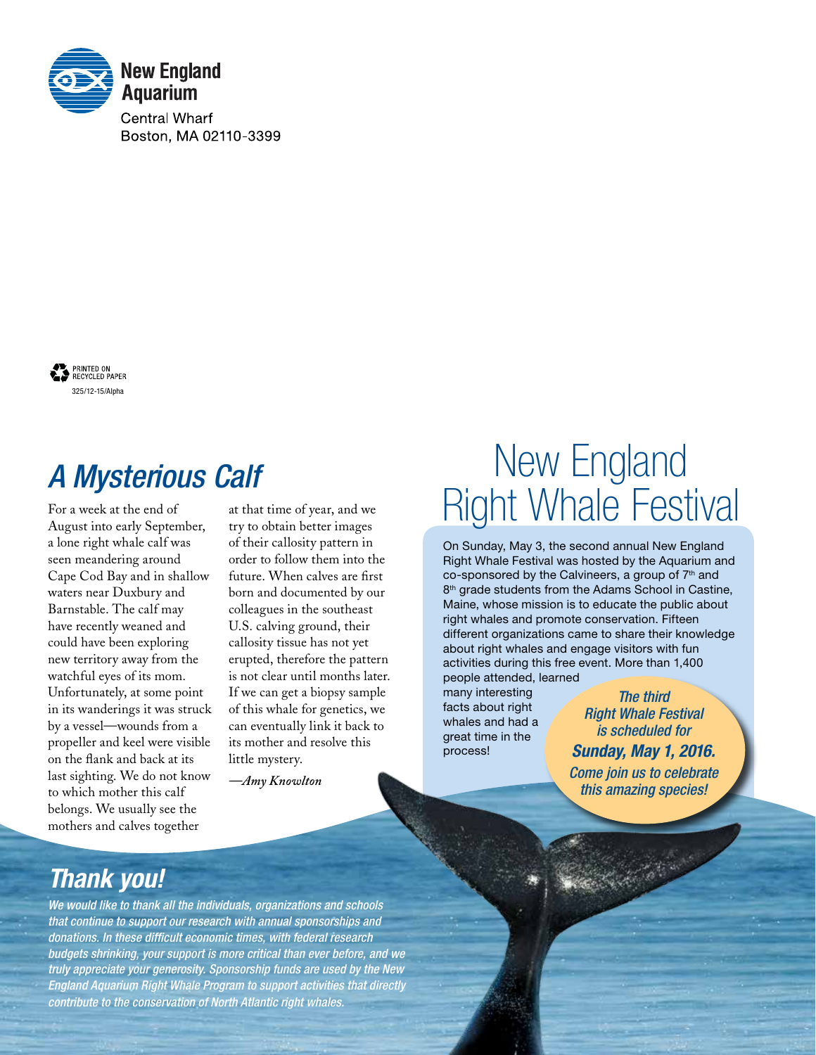New England Aquarium

Central Wharf
Boston, MA 02110-3399

PRINTED ON RECYCLED PAPER
325/12-15/Alpha

## *A Mysterious Calf*

For a week at the end of August into early September, a lone right whale calf was seen meandering around Cape Cod Bay and in shallow waters near Duxbury and Barnstable. The calf may have recently weaned and could have been exploring new territory away from the watchful eyes of its mom. Unfortunately, at some point in its wanderings it was struck by a vessel—wounds from a propeller and keel were visible on the flank and back at its last sighting. We do not know to which mother this calf belongs. We usually see the mothers and calves together at that time of year, and we try to obtain better images of their callosity pattern in order to follow them into the future. When calves are first born and documented by our colleagues in the southeast U.S. calving ground, their callosity tissue has not yet erupted, therefore the pattern is not clear until months later. If we can get a biopsy sample of this whale for genetics, we can eventually link it back to its mother and resolve this little mystery.

*—Amy Knowlton*

## New England Right Whale Festival

On Sunday, May 3, the second annual New England Right Whale Festival was hosted by the Aquarium and co-sponsored by the Calvineers, a group of 7th and 8th grade students from the Adams School in Castine, Maine, whose mission is to educate the public about right whales and promote conservation. Fifteen different organizations came to share their knowledge about right whales and engage visitors with fun activities during this free event. More than 1,400 people attended, learned many interesting facts about right whales and had a great time in the process!

*The third Right Whale Festival is scheduled for* ***Sunday, May 1, 2016.*** *Come join us to celebrate this amazing species!*

## *Thank you!*

*We would like to thank all the individuals, organizations and schools that continue to support our research with annual sponsorships and donations. In these difficult economic times, with federal research budgets shrinking, your support is more critical than ever before, and we truly appreciate your generosity. Sponsorship funds are used by the New England Aquarium Right Whale Program to support activities that directly contribute to the conservation of North Atlantic right whales.*